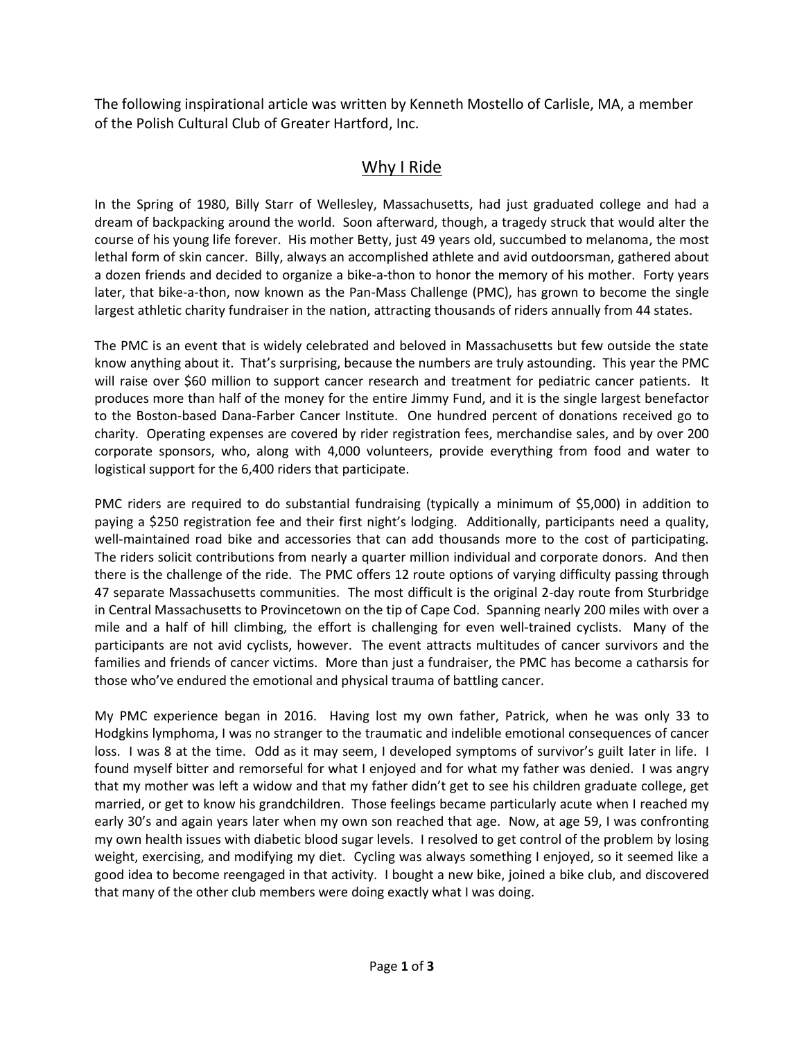The following inspirational article was written by Kenneth Mostello of Carlisle, MA, a member of the Polish Cultural Club of Greater Hartford, Inc.

## Why I Ride

In the Spring of 1980, Billy Starr of Wellesley, Massachusetts, had just graduated college and had a dream of backpacking around the world. Soon afterward, though, a tragedy struck that would alter the course of his young life forever. His mother Betty, just 49 years old, succumbed to melanoma, the most lethal form of skin cancer. Billy, always an accomplished athlete and avid outdoorsman, gathered about a dozen friends and decided to organize a bike-a-thon to honor the memory of his mother. Forty years later, that bike-a-thon, now known as the Pan-Mass Challenge (PMC), has grown to become the single largest athletic charity fundraiser in the nation, attracting thousands of riders annually from 44 states.

The PMC is an event that is widely celebrated and beloved in Massachusetts but few outside the state know anything about it. That's surprising, because the numbers are truly astounding. This year the PMC will raise over $60 million to support cancer research and treatment for pediatric cancer patients. It produces more than half of the money for the entire Jimmy Fund, and it is the single largest benefactor to the Boston-based Dana-Farber Cancer Institute. One hundred percent of donations received go to charity. Operating expenses are covered by rider registration fees, merchandise sales, and by over 200 corporate sponsors, who, along with 4,000 volunteers, provide everything from food and water to logistical support for the 6,400 riders that participate.

PMC riders are required to do substantial fundraising (typically a minimum of $5,000) in addition to paying a $250 registration fee and their first night's lodging. Additionally, participants need a quality, well-maintained road bike and accessories that can add thousands more to the cost of participating. The riders solicit contributions from nearly a quarter million individual and corporate donors. And then there is the challenge of the ride. The PMC offers 12 route options of varying difficulty passing through 47 separate Massachusetts communities. The most difficult is the original 2-day route from Sturbridge in Central Massachusetts to Provincetown on the tip of Cape Cod. Spanning nearly 200 miles with over a mile and a half of hill climbing, the effort is challenging for even well-trained cyclists. Many of the participants are not avid cyclists, however. The event attracts multitudes of cancer survivors and the families and friends of cancer victims. More than just a fundraiser, the PMC has become a catharsis for those who've endured the emotional and physical trauma of battling cancer.

My PMC experience began in 2016. Having lost my own father, Patrick, when he was only 33 to Hodgkins lymphoma, I was no stranger to the traumatic and indelible emotional consequences of cancer loss. I was 8 at the time. Odd as it may seem, I developed symptoms of survivor's guilt later in life. I found myself bitter and remorseful for what I enjoyed and for what my father was denied. I was angry that my mother was left a widow and that my father didn't get to see his children graduate college, get married, or get to know his grandchildren. Those feelings became particularly acute when I reached my early 30's and again years later when my own son reached that age. Now, at age 59, I was confronting my own health issues with diabetic blood sugar levels. I resolved to get control of the problem by losing weight, exercising, and modifying my diet. Cycling was always something I enjoyed, so it seemed like a good idea to become reengaged in that activity. I bought a new bike, joined a bike club, and discovered that many of the other club members were doing exactly what I was doing.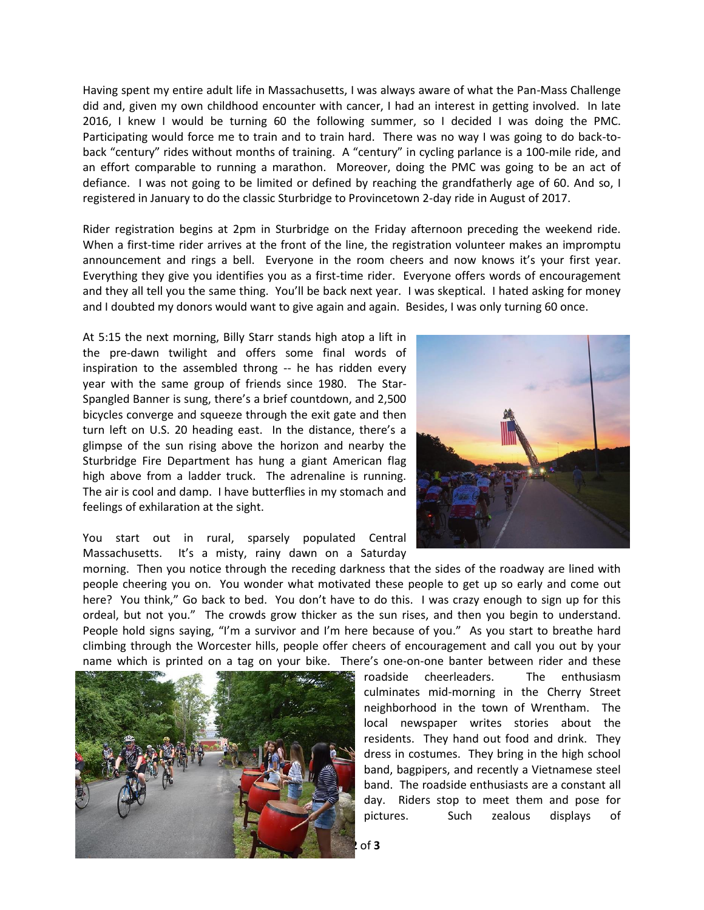Having spent my entire adult life in Massachusetts, I was always aware of what the Pan-Mass Challenge did and, given my own childhood encounter with cancer, I had an interest in getting involved. In late 2016, I knew I would be turning 60 the following summer, so I decided I was doing the PMC. Participating would force me to train and to train hard. There was no way I was going to do back-to-back "century" rides without months of training. A "century" in cycling parlance is a 100-mile ride, and an effort comparable to running a marathon. Moreover, doing the PMC was going to be an act of defiance. I was not going to be limited or defined by reaching the grandfatherly age of 60. And so, I registered in January to do the classic Sturbridge to Provincetown 2-day ride in August of 2017.

Rider registration begins at 2pm in Sturbridge on the Friday afternoon preceding the weekend ride. When a first-time rider arrives at the front of the line, the registration volunteer makes an impromptu announcement and rings a bell. Everyone in the room cheers and now knows it's your first year. Everything they give you identifies you as a first-time rider. Everyone offers words of encouragement and they all tell you the same thing. You'll be back next year. I was skeptical. I hated asking for money and I doubted my donors would want to give again and again. Besides, I was only turning 60 once.

At 5:15 the next morning, Billy Starr stands high atop a lift in the pre-dawn twilight and offers some final words of inspiration to the assembled throng -- he has ridden every year with the same group of friends since 1980. The Star-Spangled Banner is sung, there's a brief countdown, and 2,500 bicycles converge and squeeze through the exit gate and then turn left on U.S. 20 heading east. In the distance, there's a glimpse of the sun rising above the horizon and nearby the Sturbridge Fire Department has hung a giant American flag high above from a ladder truck. The adrenaline is running. The air is cool and damp. I have butterflies in my stomach and feelings of exhilaration at the sight.

You start out in rural, sparsely populated Central Massachusetts. It's a misty, rainy dawn on a Saturday morning. Then you notice through the receding darkness that the sides of the roadway are lined with people cheering you on. You wonder what motivated these people to get up so early and come out here? You think," Go back to bed. You don't have to do this. I was crazy enough to sign up for this ordeal, but not you." The crowds grow thicker as the sun rises, and then you begin to understand. People hold signs saying, "I'm a survivor and I'm here because of you." As you start to breathe hard climbing through the Worcester hills, people offer cheers of encouragement and call you out by your name which is printed on a tag on your bike. There's one-on-one banter between rider and these roadside cheerleaders. The enthusiasm culminates mid-morning in the Cherry Street neighborhood in the town of Wrentham. The local newspaper writes stories about the residents. They hand out food and drink. They dress in costumes. They bring in the high school band, bagpipers, and recently a Vietnamese steel band. The roadside enthusiasts are a constant all day. Riders stop to meet them and pose for pictures. Such zealous displays of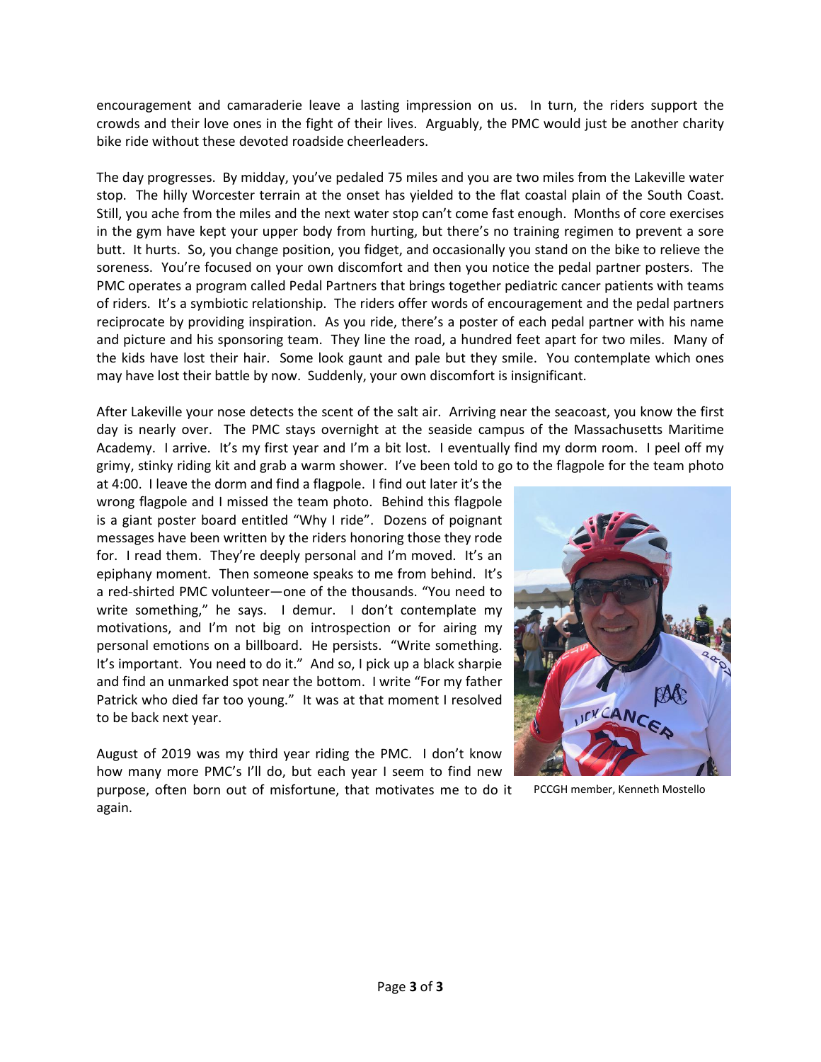encouragement and camaraderie leave a lasting impression on us. In turn, the riders support the crowds and their love ones in the fight of their lives. Arguably, the PMC would just be another charity bike ride without these devoted roadside cheerleaders.

The day progresses. By midday, you've pedaled 75 miles and you are two miles from the Lakeville water stop. The hilly Worcester terrain at the onset has yielded to the flat coastal plain of the South Coast. Still, you ache from the miles and the next water stop can't come fast enough. Months of core exercises in the gym have kept your upper body from hurting, but there's no training regimen to prevent a sore butt. It hurts. So, you change position, you fidget, and occasionally you stand on the bike to relieve the soreness. You're focused on your own discomfort and then you notice the pedal partner posters. The PMC operates a program called Pedal Partners that brings together pediatric cancer patients with teams of riders. It's a symbiotic relationship. The riders offer words of encouragement and the pedal partners reciprocate by providing inspiration. As you ride, there's a poster of each pedal partner with his name and picture and his sponsoring team. They line the road, a hundred feet apart for two miles. Many of the kids have lost their hair. Some look gaunt and pale but they smile. You contemplate which ones may have lost their battle by now. Suddenly, your own discomfort is insignificant.

After Lakeville your nose detects the scent of the salt air. Arriving near the seacoast, you know the first day is nearly over. The PMC stays overnight at the seaside campus of the Massachusetts Maritime Academy. I arrive. It's my first year and I'm a bit lost. I eventually find my dorm room. I peel off my grimy, stinky riding kit and grab a warm shower. I've been told to go to the flagpole for the team photo at 4:00. I leave the dorm and find a flagpole. I find out later it's the wrong flagpole and I missed the team photo. Behind this flagpole is a giant poster board entitled "Why I ride". Dozens of poignant messages have been written by the riders honoring those they rode for. I read them. They're deeply personal and I'm moved. It's an epiphany moment. Then someone speaks to me from behind. It's a red-shirted PMC volunteer—one of the thousands. "You need to write something," he says. I demur. I don't contemplate my motivations, and I'm not big on introspection or for airing my personal emotions on a billboard. He persists. "Write something. It's important. You need to do it." And so, I pick up a black sharpie and find an unmarked spot near the bottom. I write "For my father Patrick who died far too young." It was at that moment I resolved to be back next year.

August of 2019 was my third year riding the PMC. I don't know how many more PMC's I'll do, but each year I seem to find new purpose, often born out of misfortune, that motivates me to do it again.

PCCGH member, Kenneth Mostello